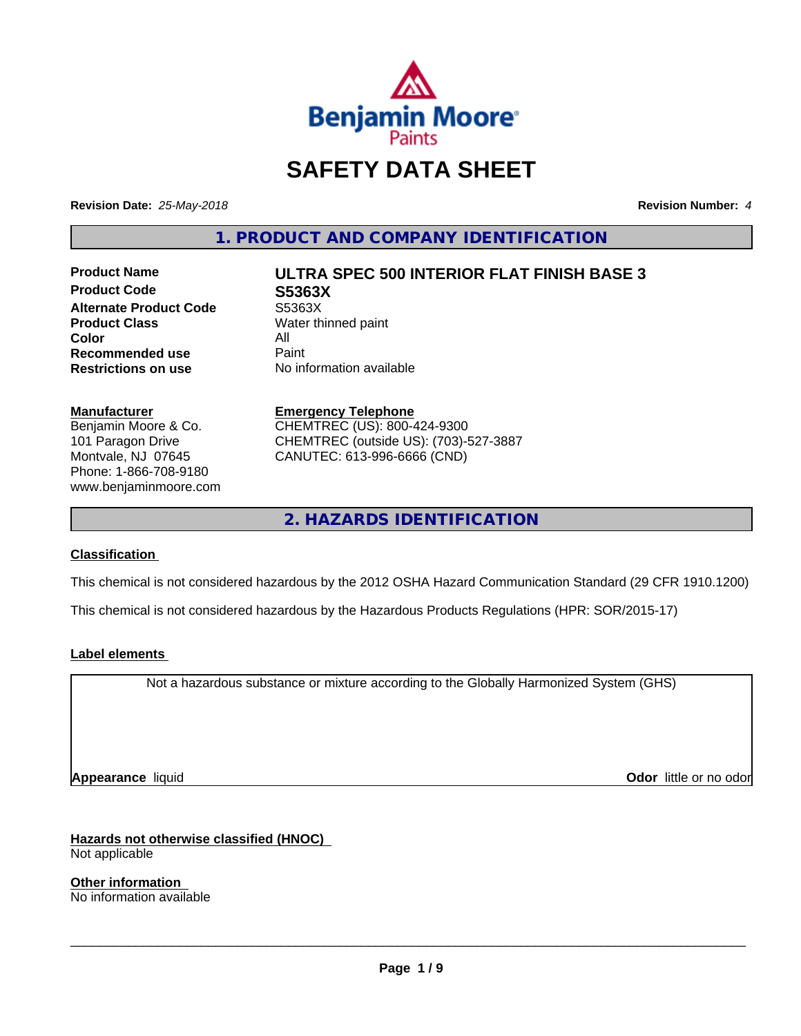# SAFETY DATA SHEET

**Revision Date:** *25-May-2018* **Revision Number:** *4*

## 1. PRODUCT AND COMPANY IDENTIFICATION

| | |
|---|---|
| **Product Name** | **ULTRA SPEC 500 INTERIOR FLAT FINISH BASE 3** |
| **Product Code** | **S5363X** |
| **Alternate Product Code** | S5363X |
| **Product Class** | Water thinned paint |
| **Color** | All |
| **Recommended use** | Paint |
| **Restrictions on use** | No information available |

**Manufacturer**
Benjamin Moore & Co.
101 Paragon Drive
Montvale, NJ 07645
Phone: 1-866-708-9180
www.benjaminmoore.com

**Emergency Telephone**
CHEMTREC (US): 800-424-9300
CHEMTREC (outside US): (703)-527-3887
CANUTEC: 613-996-6666 (CND)

## 2. HAZARDS IDENTIFICATION

### Classification

This chemical is not considered hazardous by the 2012 OSHA Hazard Communication Standard (29 CFR 1910.1200)

This chemical is not considered hazardous by the Hazardous Products Regulations (HPR: SOR/2015-17)

### Label elements

Not a hazardous substance or mixture according to the Globally Harmonized System (GHS)

**Appearance** liquid **Odor** little or no odor

### Hazards not otherwise classified (HNOC)

Not applicable

### Other information

No information available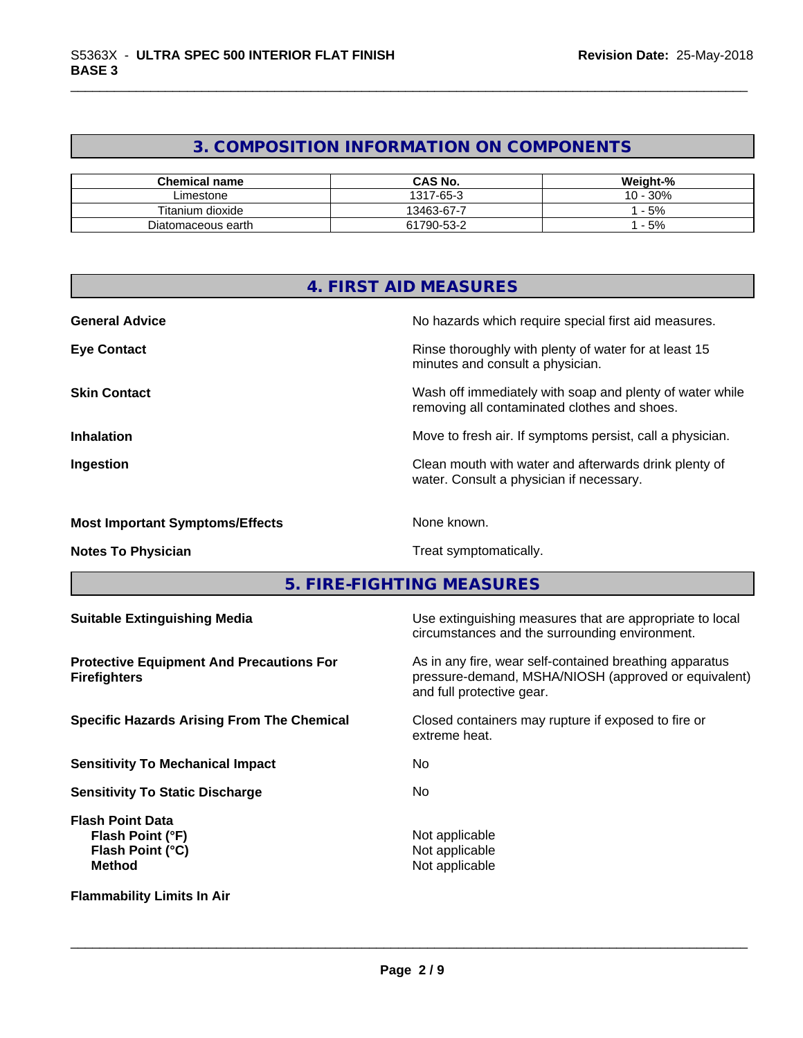## 3. COMPOSITION INFORMATION ON COMPONENTS

| Chemical name | CAS No. | Weight-% |
|---|---|---|
| Limestone | 1317-65-3 | 10 - 30% |
| Titanium dioxide | 13463-67-7 | 1 - 5% |
| Diatomaceous earth | 61790-53-2 | 1 - 5% |

## 4. FIRST AID MEASURES

**General Advice**
No hazards which require special first aid measures.

**Eye Contact**
Rinse thoroughly with plenty of water for at least 15 minutes and consult a physician.

**Skin Contact**
Wash off immediately with soap and plenty of water while removing all contaminated clothes and shoes.

**Inhalation**
Move to fresh air. If symptoms persist, call a physician.

**Ingestion**
Clean mouth with water and afterwards drink plenty of water. Consult a physician if necessary.

**Most Important Symptoms/Effects**
None known.

**Notes To Physician**
Treat symptomatically.

## 5. FIRE-FIGHTING MEASURES

**Suitable Extinguishing Media**
Use extinguishing measures that are appropriate to local circumstances and the surrounding environment.

**Protective Equipment And Precautions For Firefighters**
As in any fire, wear self-contained breathing apparatus pressure-demand, MSHA/NIOSH (approved or equivalent) and full protective gear.

**Specific Hazards Arising From The Chemical**
Closed containers may rupture if exposed to fire or extreme heat.

**Sensitivity To Mechanical Impact**
No

**Sensitivity To Static Discharge**
No

**Flash Point Data**
- **Flash Point (°F)**: Not applicable
- **Flash Point (°C)**: Not applicable
- **Method**: Not applicable

**Flammability Limits In Air**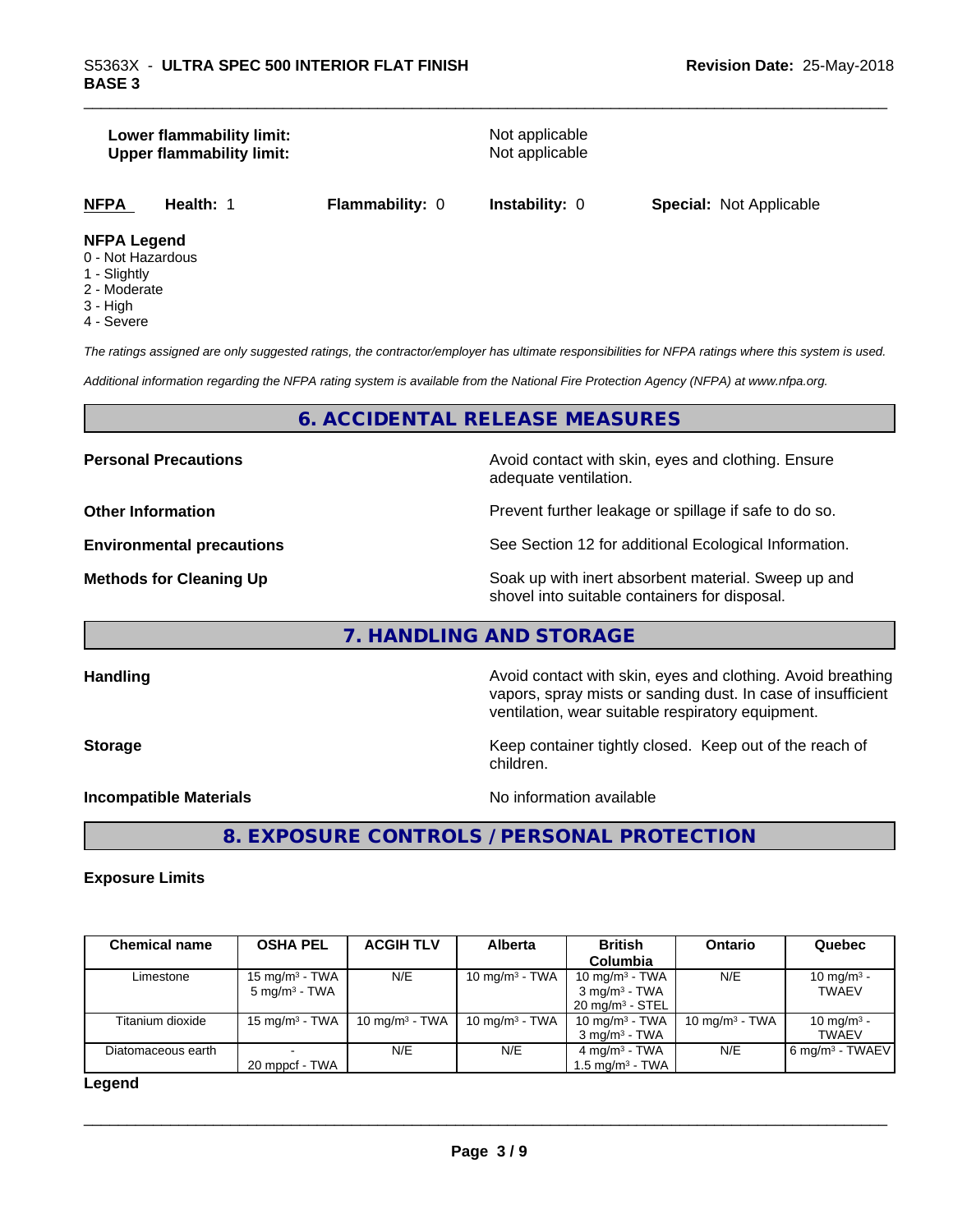**Lower flammability limit:** Not applicable
**Upper flammability limit:** Not applicable

| NFPA | Health: 1 | Flammability: 0 | Instability: 0 | Special: Not Applicable |
|---|---|---|---|---|

**NFPA Legend**
0 - Not Hazardous
1 - Slightly
2 - Moderate
3 - High
4 - Severe

*The ratings assigned are only suggested ratings, the contractor/employer has ultimate responsibilities for NFPA ratings where this system is used.*

*Additional information regarding the NFPA rating system is available from the National Fire Protection Agency (NFPA) at www.nfpa.org.*

## 6. ACCIDENTAL RELEASE MEASURES

**Personal Precautions** — Avoid contact with skin, eyes and clothing. Ensure adequate ventilation.

**Other Information** — Prevent further leakage or spillage if safe to do so.

**Environmental precautions** — See Section 12 for additional Ecological Information.

**Methods for Cleaning Up** — Soak up with inert absorbent material. Sweep up and shovel into suitable containers for disposal.

## 7. HANDLING AND STORAGE

**Handling** — Avoid contact with skin, eyes and clothing. Avoid breathing vapors, spray mists or sanding dust. In case of insufficient ventilation, wear suitable respiratory equipment.

**Storage** — Keep container tightly closed. Keep out of the reach of children.

**Incompatible Materials** — No information available

## 8. EXPOSURE CONTROLS / PERSONAL PROTECTION

**Exposure Limits**

| Chemical name | OSHA PEL | ACGIH TLV | Alberta | British Columbia | Ontario | Quebec |
|---|---|---|---|---|---|---|
| Limestone | 15 mg/m³ - TWA<br>5 mg/m³ - TWA | N/E | 10 mg/m³ - TWA | 10 mg/m³ - TWA<br>3 mg/m³ - TWA<br>20 mg/m³ - STEL | N/E | 10 mg/m³ - TWAEV |
| Titanium dioxide | 15 mg/m³ - TWA | 10 mg/m³ - TWA | 10 mg/m³ - TWA | 10 mg/m³ - TWA<br>3 mg/m³ - TWA | 10 mg/m³ - TWA | 10 mg/m³ - TWAEV |
| Diatomaceous earth | -<br>20 mppcf - TWA | N/E | N/E | 4 mg/m³ - TWA<br>1.5 mg/m³ - TWA | N/E | 6 mg/m³ - TWAEV |

**Legend**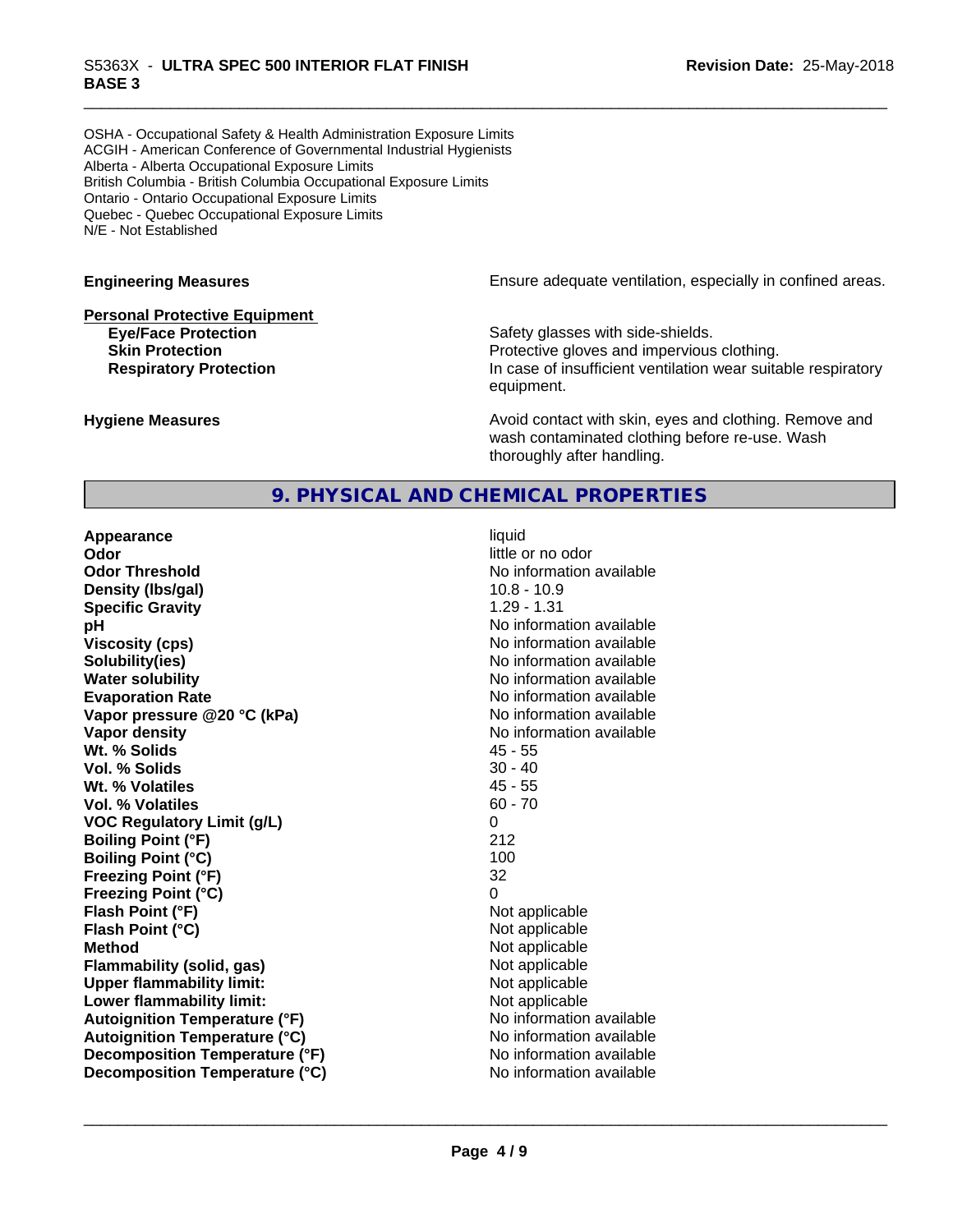OSHA - Occupational Safety & Health Administration Exposure Limits
ACGIH - American Conference of Governmental Industrial Hygienists
Alberta - Alberta Occupational Exposure Limits
British Columbia - British Columbia Occupational Exposure Limits
Ontario - Ontario Occupational Exposure Limits
Quebec - Quebec Occupational Exposure Limits
N/E - Not Established

**Engineering Measures** — Ensure adequate ventilation, especially in confined areas.

**Personal Protective Equipment**

| | |
|---|---|
| **Eye/Face Protection** | Safety glasses with side-shields. |
| **Skin Protection** | Protective gloves and impervious clothing. |
| **Respiratory Protection** | In case of insufficient ventilation wear suitable respiratory equipment. |

**Hygiene Measures** — Avoid contact with skin, eyes and clothing. Remove and wash contaminated clothing before re-use. Wash thoroughly after handling.

## 9. PHYSICAL AND CHEMICAL PROPERTIES

| | |
|---|---|
| **Appearance** | liquid |
| **Odor** | little or no odor |
| **Odor Threshold** | No information available |
| **Density (lbs/gal)** | 10.8 - 10.9 |
| **Specific Gravity** | 1.29 - 1.31 |
| **pH** | No information available |
| **Viscosity (cps)** | No information available |
| **Solubility(ies)** | No information available |
| **Water solubility** | No information available |
| **Evaporation Rate** | No information available |
| **Vapor pressure @20 °C (kPa)** | No information available |
| **Vapor density** | No information available |
| **Wt. % Solids** | 45 - 55 |
| **Vol. % Solids** | 30 - 40 |
| **Wt. % Volatiles** | 45 - 55 |
| **Vol. % Volatiles** | 60 - 70 |
| **VOC Regulatory Limit (g/L)** | 0 |
| **Boiling Point (°F)** | 212 |
| **Boiling Point (°C)** | 100 |
| **Freezing Point (°F)** | 32 |
| **Freezing Point (°C)** | 0 |
| **Flash Point (°F)** | Not applicable |
| **Flash Point (°C)** | Not applicable |
| **Method** | Not applicable |
| **Flammability (solid, gas)** | Not applicable |
| **Upper flammability limit:** | Not applicable |
| **Lower flammability limit:** | Not applicable |
| **Autoignition Temperature (°F)** | No information available |
| **Autoignition Temperature (°C)** | No information available |
| **Decomposition Temperature (°F)** | No information available |
| **Decomposition Temperature (°C)** | No information available |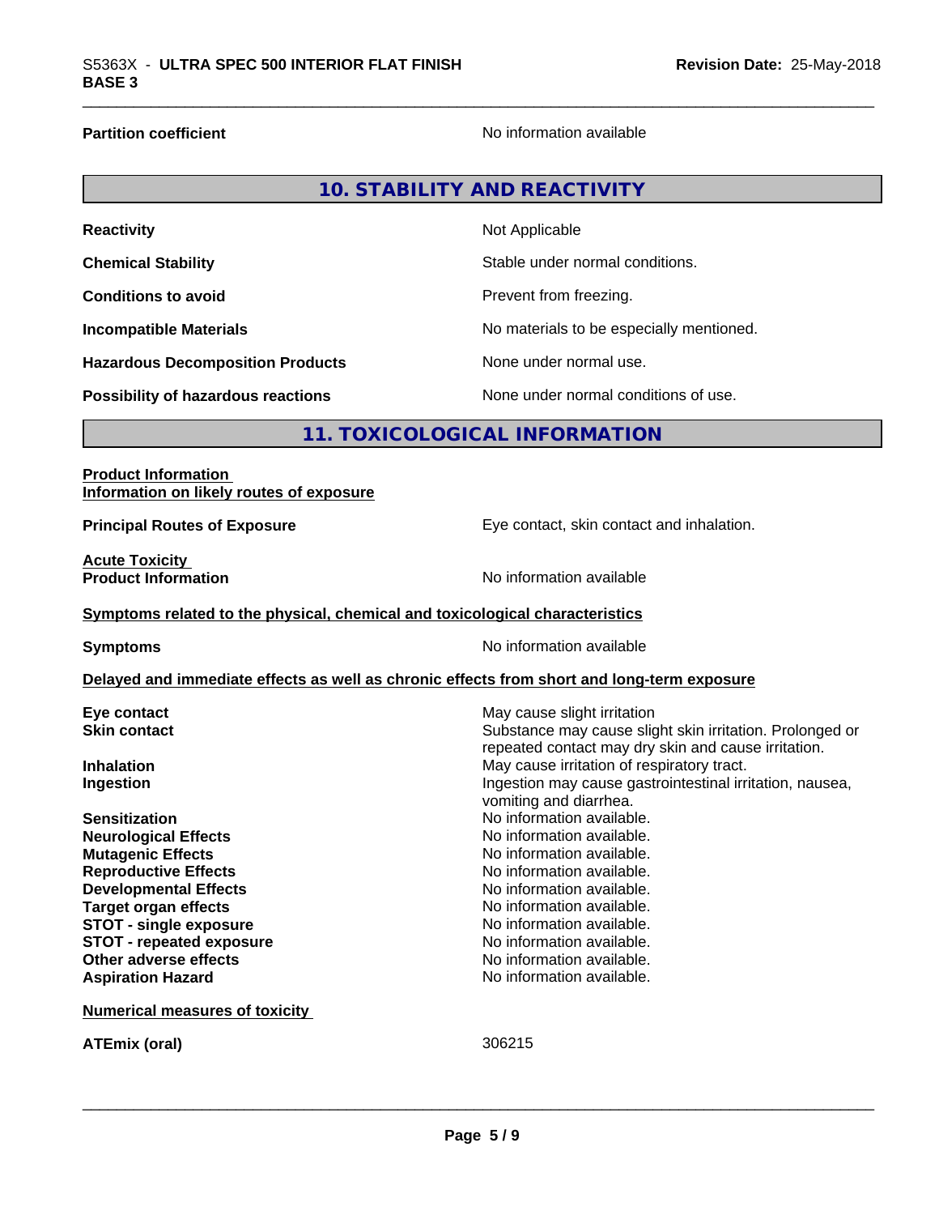| | |
|---|---|
| **Partition coefficient** | No information available |

## 10. STABILITY AND REACTIVITY

| | |
|---|---|
| **Reactivity** | Not Applicable |
| **Chemical Stability** | Stable under normal conditions. |
| **Conditions to avoid** | Prevent from freezing. |
| **Incompatible Materials** | No materials to be especially mentioned. |
| **Hazardous Decomposition Products** | None under normal use. |
| **Possibility of hazardous reactions** | None under normal conditions of use. |

## 11. TOXICOLOGICAL INFORMATION

**Product Information**

**Information on likely routes of exposure**

| | |
|---|---|
| **Principal Routes of Exposure** | Eye contact, skin contact and inhalation. |

**Acute Toxicity**

| | |
|---|---|
| **Product Information** | No information available |

**Symptoms related to the physical, chemical and toxicological characteristics**

| | |
|---|---|
| **Symptoms** | No information available |

**Delayed and immediate effects as well as chronic effects from short and long-term exposure**

| | |
|---|---|
| **Eye contact** | May cause slight irritation |
| **Skin contact** | Substance may cause slight skin irritation. Prolonged or repeated contact may dry skin and cause irritation. |
| **Inhalation** | May cause irritation of respiratory tract. |
| **Ingestion** | Ingestion may cause gastrointestinal irritation, nausea, vomiting and diarrhea. |
| **Sensitization** | No information available. |
| **Neurological Effects** | No information available. |
| **Mutagenic Effects** | No information available. |
| **Reproductive Effects** | No information available. |
| **Developmental Effects** | No information available. |
| **Target organ effects** | No information available. |
| **STOT - single exposure** | No information available. |
| **STOT - repeated exposure** | No information available. |
| **Other adverse effects** | No information available. |
| **Aspiration Hazard** | No information available. |

**Numerical measures of toxicity**

| | |
|---|---|
| **ATEmix (oral)** | 306215 |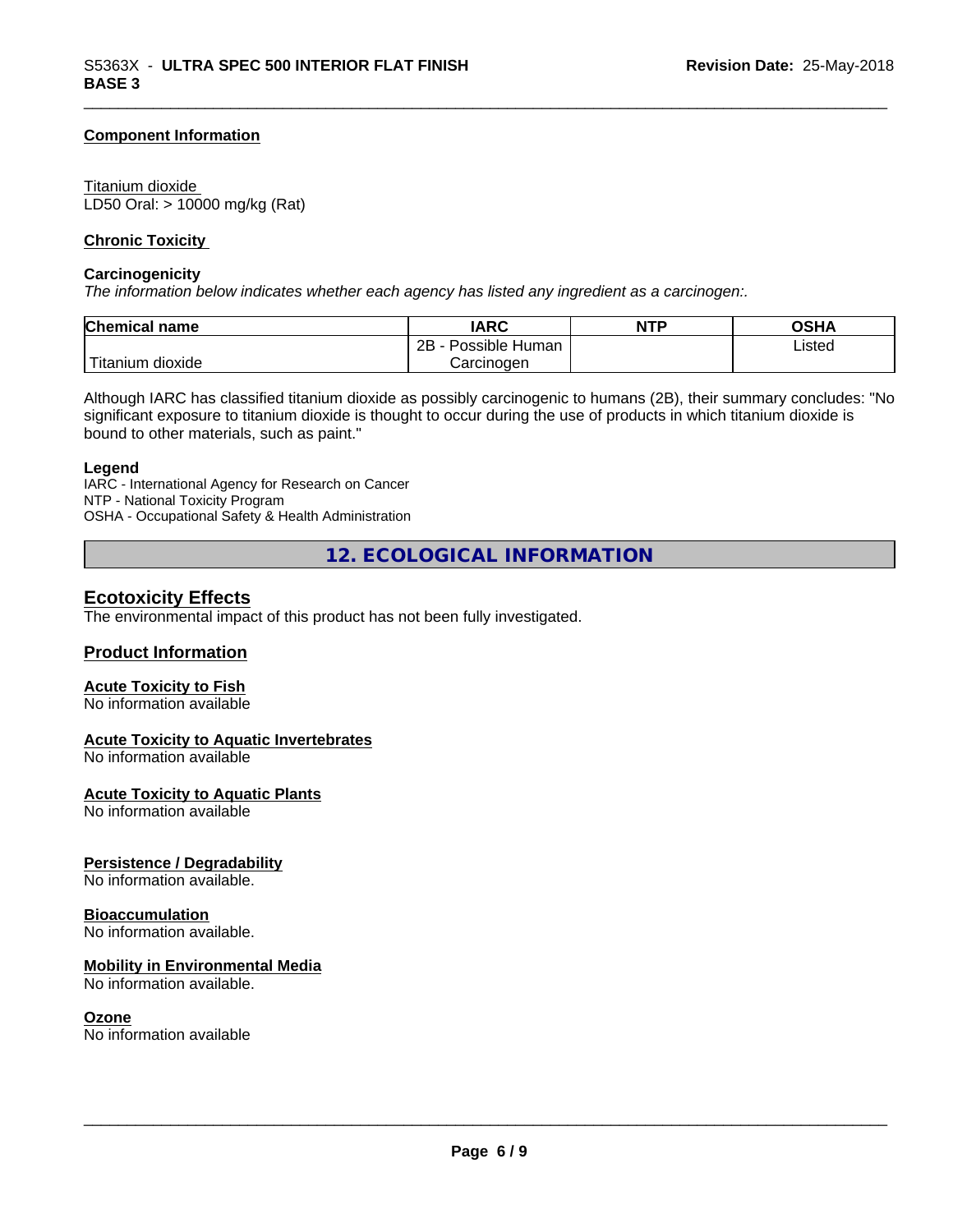#### Component Information

Titanium dioxide
LD50 Oral: > 10000 mg/kg (Rat)

#### Chronic Toxicity

**Carcinogenicity**

*The information below indicates whether each agency has listed any ingredient as a carcinogen:.*

| Chemical name | IARC | NTP | OSHA |
|---|---|---|---|
| Titanium dioxide | 2B - Possible Human Carcinogen | | Listed |

Although IARC has classified titanium dioxide as possibly carcinogenic to humans (2B), their summary concludes: "No significant exposure to titanium dioxide is thought to occur during the use of products in which titanium dioxide is bound to other materials, such as paint."

**Legend**

IARC - International Agency for Research on Cancer
NTP - National Toxicity Program
OSHA - Occupational Safety & Health Administration

## 12. ECOLOGICAL INFORMATION

### Ecotoxicity Effects

The environmental impact of this product has not been fully investigated.

### Product Information

#### Acute Toxicity to Fish

No information available

#### Acute Toxicity to Aquatic Invertebrates

No information available

#### Acute Toxicity to Aquatic Plants

No information available

#### Persistence / Degradability

No information available.

#### Bioaccumulation

No information available.

#### Mobility in Environmental Media

No information available.

#### Ozone

No information available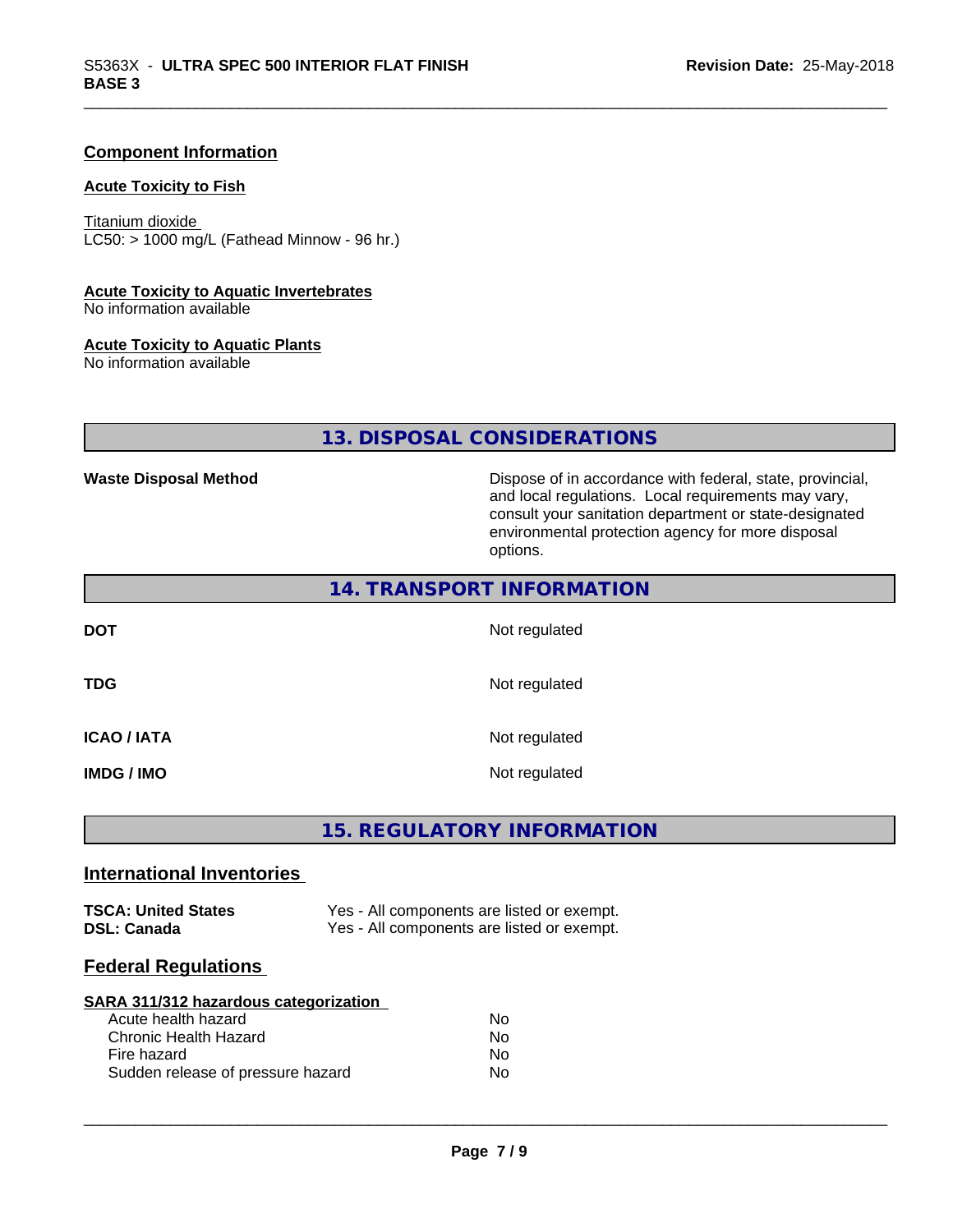### Component Information

#### Acute Toxicity to Fish

Titanium dioxide
LC50: > 1000 mg/L (Fathead Minnow - 96 hr.)

#### Acute Toxicity to Aquatic Invertebrates

No information available

#### Acute Toxicity to Aquatic Plants

No information available

## 13. DISPOSAL CONSIDERATIONS

| | |
|---|---|
| **Waste Disposal Method** | Dispose of in accordance with federal, state, provincial, and local regulations. Local requirements may vary, consult your sanitation department or state-designated environmental protection agency for more disposal options. |

## 14. TRANSPORT INFORMATION

| | |
|---|---|
| **DOT** | Not regulated |
| **TDG** | Not regulated |
| **ICAO / IATA** | Not regulated |
| **IMDG / IMO** | Not regulated |

## 15. REGULATORY INFORMATION

### International Inventories

| | |
|---|---|
| **TSCA: United States** | Yes - All components are listed or exempt. |
| **DSL: Canada** | Yes - All components are listed or exempt. |

### Federal Regulations

#### SARA 311/312 hazardous categorization

| | |
|---|---|
| Acute health hazard | No |
| Chronic Health Hazard | No |
| Fire hazard | No |
| Sudden release of pressure hazard | No |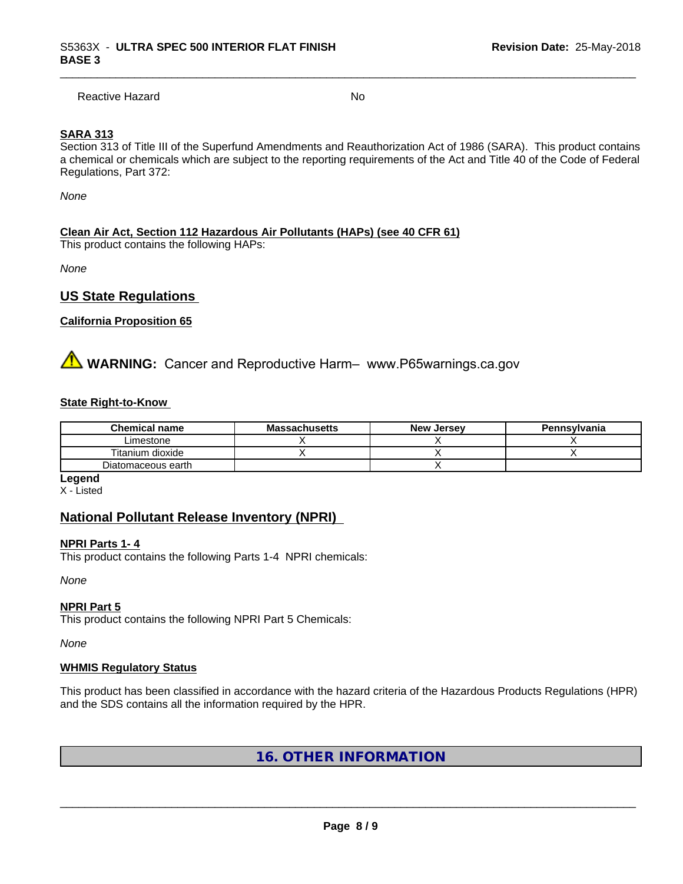Reactive Hazard No

**SARA 313**

Section 313 of Title III of the Superfund Amendments and Reauthorization Act of 1986 (SARA). This product contains a chemical or chemicals which are subject to the reporting requirements of the Act and Title 40 of the Code of Federal Regulations, Part 372:

*None*

**Clean Air Act, Section 112 Hazardous Air Pollutants (HAPs) (see 40 CFR 61)**

This product contains the following HAPs:

*None*

## US State Regulations

**California Proposition 65**

⚠ **WARNING:** Cancer and Reproductive Harm– www.P65warnings.ca.gov

**State Right-to-Know**

| Chemical name | Massachusetts | New Jersey | Pennsylvania |
|---|---|---|---|
| Limestone | X | X | X |
| Titanium dioxide | X | X | X |
| Diatomaceous earth | | X | |

**Legend**

X - Listed

## National Pollutant Release Inventory (NPRI)

**NPRI Parts 1- 4**

This product contains the following Parts 1-4 NPRI chemicals:

*None*

**NPRI Part 5**

This product contains the following NPRI Part 5 Chemicals:

*None*

**WHMIS Regulatory Status**

This product has been classified in accordance with the hazard criteria of the Hazardous Products Regulations (HPR) and the SDS contains all the information required by the HPR.

## 16. OTHER INFORMATION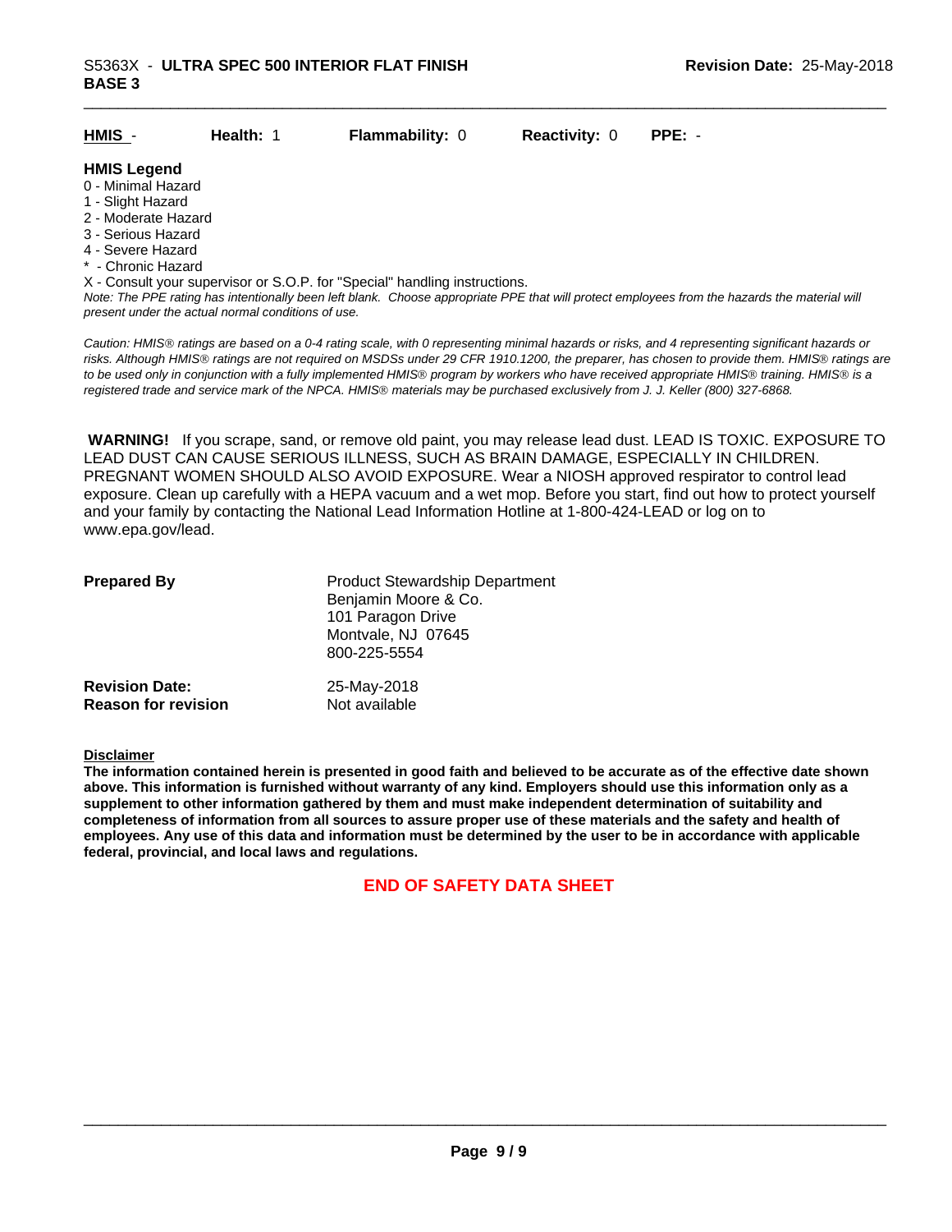| HMIS - | Health: 1 | Flammability: 0 | Reactivity: 0 | PPE: - |
|---|---|---|---|---|

**HMIS Legend**

0 - Minimal Hazard
1 - Slight Hazard
2 - Moderate Hazard
3 - Serious Hazard
4 - Severe Hazard
* - Chronic Hazard
X - Consult your supervisor or S.O.P. for "Special" handling instructions.

*Note: The PPE rating has intentionally been left blank. Choose appropriate PPE that will protect employees from the hazards the material will present under the actual normal conditions of use.*

*Caution: HMIS® ratings are based on a 0-4 rating scale, with 0 representing minimal hazards or risks, and 4 representing significant hazards or risks. Although HMIS® ratings are not required on MSDSs under 29 CFR 1910.1200, the preparer, has chosen to provide them. HMIS® ratings are to be used only in conjunction with a fully implemented HMIS® program by workers who have received appropriate HMIS® training. HMIS® is a registered trade and service mark of the NPCA. HMIS® materials may be purchased exclusively from J. J. Keller (800) 327-6868.*

**WARNING!** If you scrape, sand, or remove old paint, you may release lead dust. LEAD IS TOXIC. EXPOSURE TO LEAD DUST CAN CAUSE SERIOUS ILLNESS, SUCH AS BRAIN DAMAGE, ESPECIALLY IN CHILDREN. PREGNANT WOMEN SHOULD ALSO AVOID EXPOSURE. Wear a NIOSH approved respirator to control lead exposure. Clean up carefully with a HEPA vacuum and a wet mop. Before you start, find out how to protect yourself and your family by contacting the National Lead Information Hotline at 1-800-424-LEAD or log on to www.epa.gov/lead.

| | |
|---|---|
| **Prepared By** | Product Stewardship Department<br>Benjamin Moore & Co.<br>101 Paragon Drive<br>Montvale, NJ 07645<br>800-225-5554 |
| **Revision Date:** | 25-May-2018 |
| **Reason for revision** | Not available |

**Disclaimer**

**The information contained herein is presented in good faith and believed to be accurate as of the effective date shown above. This information is furnished without warranty of any kind. Employers should use this information only as a supplement to other information gathered by them and must make independent determination of suitability and completeness of information from all sources to assure proper use of these materials and the safety and health of employees. Any use of this data and information must be determined by the user to be in accordance with applicable federal, provincial, and local laws and regulations.**

**END OF SAFETY DATA SHEET**